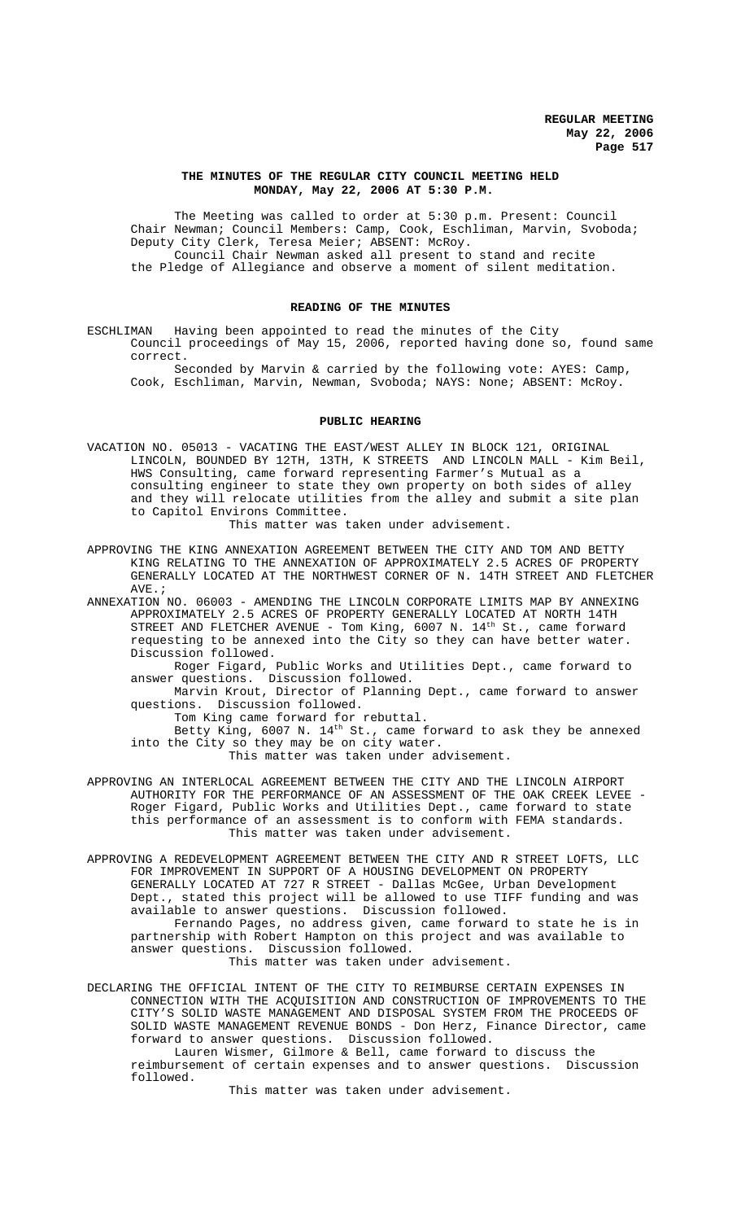**REGULAR MEETING**
**May 22, 2006**

## THE MINUTES OF THE REGULAR CITY COUNCIL MEETING HELD MONDAY, May 22, 2006 AT 5:30 P.M.

The Meeting was called to order at 5:30 p.m. Present: Council Chair Newman; Council Members: Camp, Cook, Eschliman, Marvin, Svoboda; Deputy City Clerk, Teresa Meier; ABSENT: McRoy.

Council Chair Newman asked all present to stand and recite the Pledge of Allegiance and observe a moment of silent meditation.

### READING OF THE MINUTES

ESCHLIMAN Having been appointed to read the minutes of the City Council proceedings of May 15, 2006, reported having done so, found same correct.

Seconded by Marvin & carried by the following vote: AYES: Camp, Cook, Eschliman, Marvin, Newman, Svoboda; NAYS: None; ABSENT: McRoy.

### PUBLIC HEARING

VACATION NO. 05013 - VACATING THE EAST/WEST ALLEY IN BLOCK 121, ORIGINAL LINCOLN, BOUNDED BY 12TH, 13TH, K STREETS AND LINCOLN MALL - Kim Beil, HWS Consulting, came forward representing Farmer's Mutual as a consulting engineer to state they own property on both sides of alley and they will relocate utilities from the alley and submit a site plan to Capitol Environs Committee.

This matter was taken under advisement.

APPROVING THE KING ANNEXATION AGREEMENT BETWEEN THE CITY AND TOM AND BETTY KING RELATING TO THE ANNEXATION OF APPROXIMATELY 2.5 ACRES OF PROPERTY GENERALLY LOCATED AT THE NORTHWEST CORNER OF N. 14TH STREET AND FLETCHER AVE.;

ANNEXATION NO. 06003 - AMENDING THE LINCOLN CORPORATE LIMITS MAP BY ANNEXING APPROXIMATELY 2.5 ACRES OF PROPERTY GENERALLY LOCATED AT NORTH 14TH STREET AND FLETCHER AVENUE - Tom King, 6007 N. 14th St., came forward requesting to be annexed into the City so they can have better water. Discussion followed.

Roger Figard, Public Works and Utilities Dept., came forward to answer questions. Discussion followed.

Marvin Krout, Director of Planning Dept., came forward to answer questions. Discussion followed.

Tom King came forward for rebuttal.

Betty King, 6007 N. 14th St., came forward to ask they be annexed into the City so they may be on city water.

This matter was taken under advisement.

APPROVING AN INTERLOCAL AGREEMENT BETWEEN THE CITY AND THE LINCOLN AIRPORT AUTHORITY FOR THE PERFORMANCE OF AN ASSESSMENT OF THE OAK CREEK LEVEE - Roger Figard, Public Works and Utilities Dept., came forward to state this performance of an assessment is to conform with FEMA standards.

This matter was taken under advisement.

APPROVING A REDEVELOPMENT AGREEMENT BETWEEN THE CITY AND R STREET LOFTS, LLC FOR IMPROVEMENT IN SUPPORT OF A HOUSING DEVELOPMENT ON PROPERTY GENERALLY LOCATED AT 727 R STREET - Dallas McGee, Urban Development Dept., stated this project will be allowed to use TIFF funding and was available to answer questions. Discussion followed.

Fernando Pages, no address given, came forward to state he is in partnership with Robert Hampton on this project and was available to answer questions. Discussion followed.

This matter was taken under advisement.

DECLARING THE OFFICIAL INTENT OF THE CITY TO REIMBURSE CERTAIN EXPENSES IN CONNECTION WITH THE ACQUISITION AND CONSTRUCTION OF IMPROVEMENTS TO THE CITY'S SOLID WASTE MANAGEMENT AND DISPOSAL SYSTEM FROM THE PROCEEDS OF SOLID WASTE MANAGEMENT REVENUE BONDS - Don Herz, Finance Director, came forward to answer questions. Discussion followed.

Lauren Wismer, Gilmore & Bell, came forward to discuss the reimbursement of certain expenses and to answer questions. Discussion followed.

This matter was taken under advisement.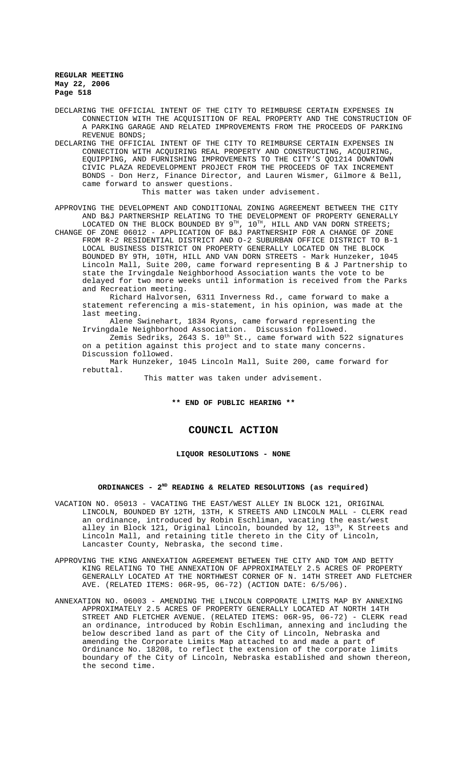DECLARING THE OFFICIAL INTENT OF THE CITY TO REIMBURSE CERTAIN EXPENSES IN CONNECTION WITH THE ACQUISITION OF REAL PROPERTY AND THE CONSTRUCTION OF A PARKING GARAGE AND RELATED IMPROVEMENTS FROM THE PROCEEDS OF PARKING REVENUE BONDS;

DECLARING THE OFFICIAL INTENT OF THE CITY TO REIMBURSE CERTAIN EXPENSES IN CONNECTION WITH ACQUIRING REAL PROPERTY AND CONSTRUCTING, ACQUIRING, EQUIPPING, AND FURNISHING IMPROVEMENTS TO THE CITY'S QO1214 DOWNTOWN CIVIC PLAZA REDEVELOPMENT PROJECT FROM THE PROCEEDS OF TAX INCREMENT BONDS - Don Herz, Finance Director, and Lauren Wismer, Gilmore & Bell, came forward to answer questions.

This matter was taken under advisement.

APPROVING THE DEVELOPMENT AND CONDITIONAL ZONING AGREEMENT BETWEEN THE CITY AND B&J PARTNERSHIP RELATING TO THE DEVELOPMENT OF PROPERTY GENERALLY LOCATED ON THE BLOCK BOUNDED BY 9TH, 10TH, HILL AND VAN DORN STREETS;

CHANGE OF ZONE 06012 - APPLICATION OF B&J PARTNERSHIP FOR A CHANGE OF ZONE FROM R-2 RESIDENTIAL DISTRICT AND O-2 SUBURBAN OFFICE DISTRICT TO B-1 LOCAL BUSINESS DISTRICT ON PROPERTY GENERALLY LOCATED ON THE BLOCK BOUNDED BY 9TH, 10TH, HILL AND VAN DORN STREETS - Mark Hunzeker, 1045 Lincoln Mall, Suite 200, came forward representing B & J Partnership to state the Irvingdale Neighborhood Association wants the vote to be delayed for two more weeks until information is received from the Parks and Recreation meeting.

Richard Halvorsen, 6311 Inverness Rd., came forward to make a statement referencing a mis-statement, in his opinion, was made at the last meeting.

Alene Swinehart, 1834 Ryons, came forward representing the Irvingdale Neighborhood Association. Discussion followed.

Zemis Sedriks, 2643 S. 10th St., came forward with 522 signatures on a petition against this project and to state many concerns. Discussion followed.

Mark Hunzeker, 1045 Lincoln Mall, Suite 200, came forward for rebuttal.

This matter was taken under advisement.

**\*\* END OF PUBLIC HEARING \*\***

# COUNCIL ACTION

**LIQUOR RESOLUTIONS - NONE**

**ORDINANCES - 2ND READING & RELATED RESOLUTIONS (as required)**

VACATION NO. 05013 - VACATING THE EAST/WEST ALLEY IN BLOCK 121, ORIGINAL LINCOLN, BOUNDED BY 12TH, 13TH, K STREETS AND LINCOLN MALL - CLERK read an ordinance, introduced by Robin Eschliman, vacating the east/west alley in Block 121, Original Lincoln, bounded by 12, 13th, K Streets and Lincoln Mall, and retaining title thereto in the City of Lincoln, Lancaster County, Nebraska, the second time.

APPROVING THE KING ANNEXATION AGREEMENT BETWEEN THE CITY AND TOM AND BETTY KING RELATING TO THE ANNEXATION OF APPROXIMATELY 2.5 ACRES OF PROPERTY GENERALLY LOCATED AT THE NORTHWEST CORNER OF N. 14TH STREET AND FLETCHER AVE. (RELATED ITEMS: 06R-95, 06-72) (ACTION DATE: 6/5/06).

ANNEXATION NO. 06003 - AMENDING THE LINCOLN CORPORATE LIMITS MAP BY ANNEXING APPROXIMATELY 2.5 ACRES OF PROPERTY GENERALLY LOCATED AT NORTH 14TH STREET AND FLETCHER AVENUE. (RELATED ITEMS: 06R-95, 06-72) - CLERK read an ordinance, introduced by Robin Eschliman, annexing and including the below described land as part of the City of Lincoln, Nebraska and amending the Corporate Limits Map attached to and made a part of Ordinance No. 18208, to reflect the extension of the corporate limits boundary of the City of Lincoln, Nebraska established and shown thereon, the second time.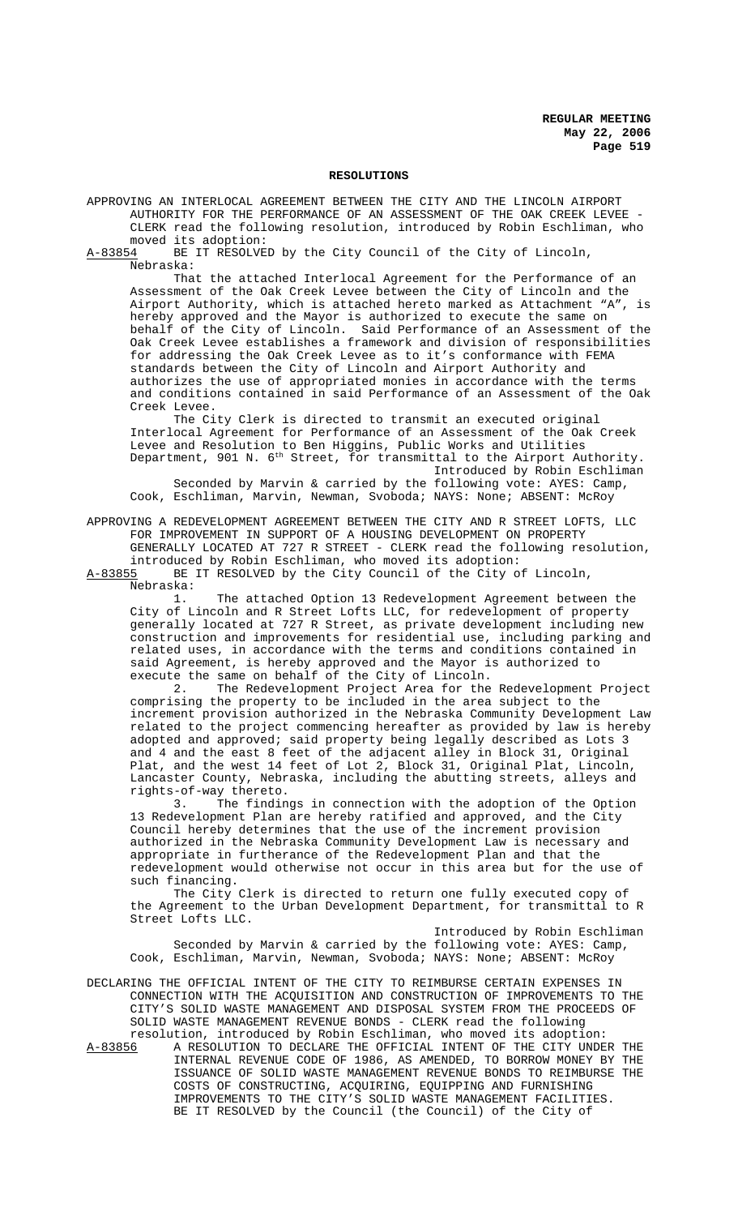## RESOLUTIONS

APPROVING AN INTERLOCAL AGREEMENT BETWEEN THE CITY AND THE LINCOLN AIRPORT AUTHORITY FOR THE PERFORMANCE OF AN ASSESSMENT OF THE OAK CREEK LEVEE - CLERK read the following resolution, introduced by Robin Eschliman, who moved its adoption:

A-83854 BE IT RESOLVED by the City Council of the City of Lincoln, Nebraska:

That the attached Interlocal Agreement for the Performance of an Assessment of the Oak Creek Levee between the City of Lincoln and the Airport Authority, which is attached hereto marked as Attachment "A", is hereby approved and the Mayor is authorized to execute the same on behalf of the City of Lincoln. Said Performance of an Assessment of the Oak Creek Levee establishes a framework and division of responsibilities for addressing the Oak Creek Levee as to it's conformance with FEMA standards between the City of Lincoln and Airport Authority and authorizes the use of appropriated monies in accordance with the terms and conditions contained in said Performance of an Assessment of the Oak Creek Levee.

The City Clerk is directed to transmit an executed original Interlocal Agreement for Performance of an Assessment of the Oak Creek Levee and Resolution to Ben Higgins, Public Works and Utilities Department, 901 N. 6th Street, for transmittal to the Airport Authority.

Introduced by Robin Eschliman

Seconded by Marvin & carried by the following vote: AYES: Camp, Cook, Eschliman, Marvin, Newman, Svoboda; NAYS: None; ABSENT: McRoy

APPROVING A REDEVELOPMENT AGREEMENT BETWEEN THE CITY AND R STREET LOFTS, LLC FOR IMPROVEMENT IN SUPPORT OF A HOUSING DEVELOPMENT ON PROPERTY GENERALLY LOCATED AT 727 R STREET - CLERK read the following resolution, introduced by Robin Eschliman, who moved its adoption:

A-83855 BE IT RESOLVED by the City Council of the City of Lincoln, Nebraska:

1. The attached Option 13 Redevelopment Agreement between the City of Lincoln and R Street Lofts LLC, for redevelopment of property generally located at 727 R Street, as private development including new construction and improvements for residential use, including parking and related uses, in accordance with the terms and conditions contained in said Agreement, is hereby approved and the Mayor is authorized to execute the same on behalf of the City of Lincoln.

2. The Redevelopment Project Area for the Redevelopment Project comprising the property to be included in the area subject to the increment provision authorized in the Nebraska Community Development Law related to the project commencing hereafter as provided by law is hereby adopted and approved; said property being legally described as Lots 3 and 4 and the east 8 feet of the adjacent alley in Block 31, Original Plat, and the west 14 feet of Lot 2, Block 31, Original Plat, Lincoln, Lancaster County, Nebraska, including the abutting streets, alleys and rights-of-way thereto.

3. The findings in connection with the adoption of the Option 13 Redevelopment Plan are hereby ratified and approved, and the City Council hereby determines that the use of the increment provision authorized in the Nebraska Community Development Law is necessary and appropriate in furtherance of the Redevelopment Plan and that the redevelopment would otherwise not occur in this area but for the use of such financing.

The City Clerk is directed to return one fully executed copy of the Agreement to the Urban Development Department, for transmittal to R Street Lofts LLC.

Introduced by Robin Eschliman

Seconded by Marvin & carried by the following vote: AYES: Camp, Cook, Eschliman, Marvin, Newman, Svoboda; NAYS: None; ABSENT: McRoy

DECLARING THE OFFICIAL INTENT OF THE CITY TO REIMBURSE CERTAIN EXPENSES IN CONNECTION WITH THE ACQUISITION AND CONSTRUCTION OF IMPROVEMENTS TO THE CITY'S SOLID WASTE MANAGEMENT AND DISPOSAL SYSTEM FROM THE PROCEEDS OF SOLID WASTE MANAGEMENT REVENUE BONDS - CLERK read the following resolution, introduced by Robin Eschliman, who moved its adoption:

A-83856 A RESOLUTION TO DECLARE THE OFFICIAL INTENT OF THE CITY UNDER THE INTERNAL REVENUE CODE OF 1986, AS AMENDED, TO BORROW MONEY BY THE ISSUANCE OF SOLID WASTE MANAGEMENT REVENUE BONDS TO REIMBURSE THE COSTS OF CONSTRUCTING, ACQUIRING, EQUIPPING AND FURNISHING IMPROVEMENTS TO THE CITY'S SOLID WASTE MANAGEMENT FACILITIES.

BE IT RESOLVED by the Council (the Council) of the City of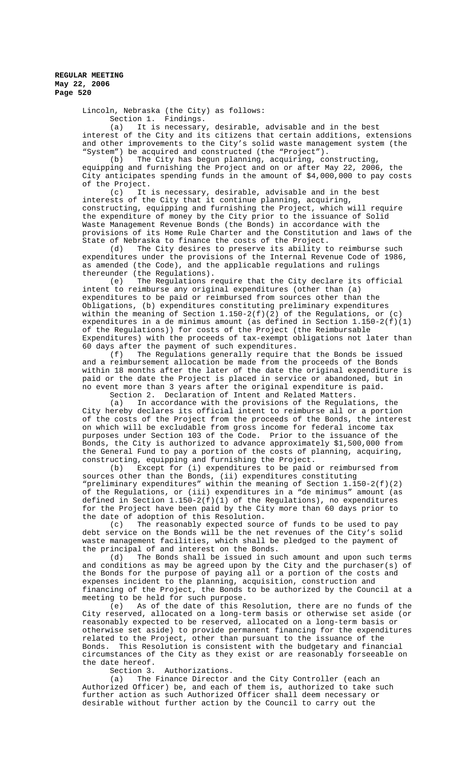Lincoln, Nebraska (the City) as follows:

Section 1. Findings.

(a) It is necessary, desirable, advisable and in the best interest of the City and its citizens that certain additions, extensions and other improvements to the City's solid waste management system (the "System") be acquired and constructed (the "Project").

(b) The City has begun planning, acquiring, constructing, equipping and furnishing the Project and on or after May 22, 2006, the City anticipates spending funds in the amount of $4,000,000 to pay costs of the Project.

(c) It is necessary, desirable, advisable and in the best interests of the City that it continue planning, acquiring, constructing, equipping and furnishing the Project, which will require the expenditure of money by the City prior to the issuance of Solid Waste Management Revenue Bonds (the Bonds) in accordance with the provisions of its Home Rule Charter and the Constitution and laws of the State of Nebraska to finance the costs of the Project.

(d) The City desires to preserve its ability to reimburse such expenditures under the provisions of the Internal Revenue Code of 1986, as amended (the Code), and the applicable regulations and rulings thereunder (the Regulations).

(e) The Regulations require that the City declare its official intent to reimburse any original expenditures (other than (a) expenditures to be paid or reimbursed from sources other than the Obligations, (b) expenditures constituting preliminary expenditures within the meaning of Section 1.150-2(f)(2) of the Regulations, or (c) expenditures in a de minimus amount (as defined in Section 1.150-2(f)(1) of the Regulations)) for costs of the Project (the Reimbursable Expenditures) with the proceeds of tax-exempt obligations not later than 60 days after the payment of such expenditures.

(f) The Regulations generally require that the Bonds be issued and a reimbursement allocation be made from the proceeds of the Bonds within 18 months after the later of the date the original expenditure is paid or the date the Project is placed in service or abandoned, but in no event more than 3 years after the original expenditure is paid.

Section 2. Declaration of Intent and Related Matters.

(a) In accordance with the provisions of the Regulations, the City hereby declares its official intent to reimburse all or a portion of the costs of the Project from the proceeds of the Bonds, the interest on which will be excludable from gross income for federal income tax purposes under Section 103 of the Code. Prior to the issuance of the Bonds, the City is authorized to advance approximately $1,500,000 from the General Fund to pay a portion of the costs of planning, acquiring, constructing, equipping and furnishing the Project.

(b) Except for (i) expenditures to be paid or reimbursed from sources other than the Bonds, (ii) expenditures constituting "preliminary expenditures" within the meaning of Section 1.150-2(f)(2) of the Regulations, or (iii) expenditures in a "de minimus" amount (as defined in Section 1.150-2(f)(1) of the Regulations), no expenditures for the Project have been paid by the City more than 60 days prior to the date of adoption of this Resolution.

(c) The reasonably expected source of funds to be used to pay debt service on the Bonds will be the net revenues of the City's solid waste management facilities, which shall be pledged to the payment of the principal of and interest on the Bonds.

(d) The Bonds shall be issued in such amount and upon such terms and conditions as may be agreed upon by the City and the purchaser(s) of the Bonds for the purpose of paying all or a portion of the costs and expenses incident to the planning, acquisition, construction and financing of the Project, the Bonds to be authorized by the Council at a meeting to be held for such purpose.

(e) As of the date of this Resolution, there are no funds of the City reserved, allocated on a long-term basis or otherwise set aside (or reasonably expected to be reserved, allocated on a long-term basis or otherwise set aside) to provide permanent financing for the expenditures related to the Project, other than pursuant to the issuance of the Bonds. This Resolution is consistent with the budgetary and financial circumstances of the City as they exist or are reasonably forseeable on the date hereof.

Section 3. Authorizations.

(a) The Finance Director and the City Controller (each an Authorized Officer) be, and each of them is, authorized to take such further action as such Authorized Officer shall deem necessary or desirable without further action by the Council to carry out the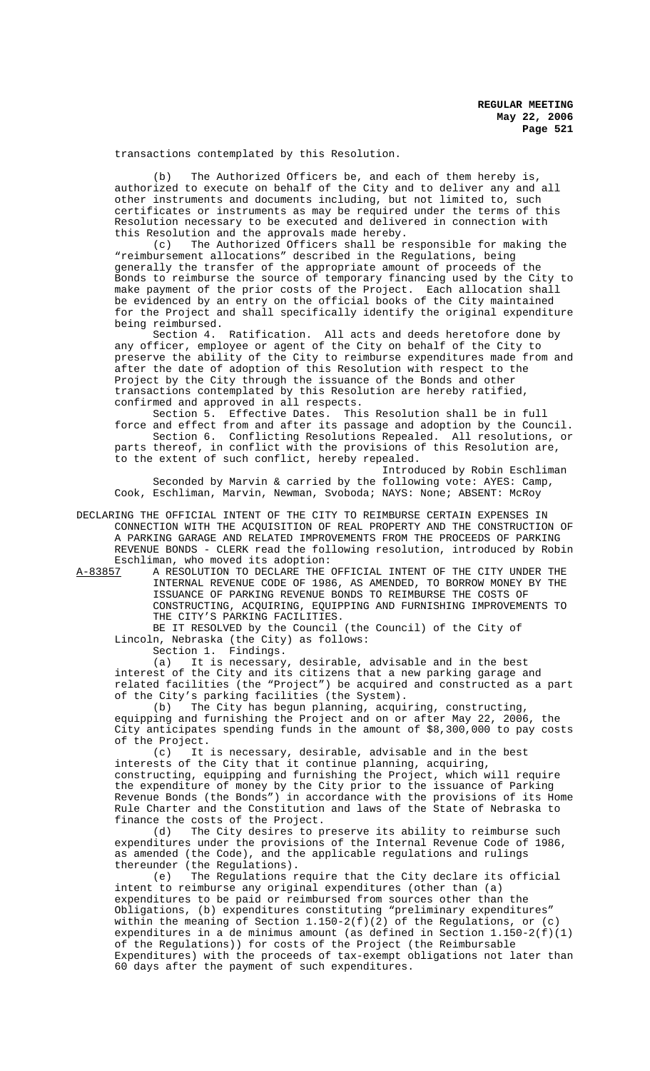transactions contemplated by this Resolution.

(b) The Authorized Officers be, and each of them hereby is, authorized to execute on behalf of the City and to deliver any and all other instruments and documents including, but not limited to, such certificates or instruments as may be required under the terms of this Resolution necessary to be executed and delivered in connection with this Resolution and the approvals made hereby.

(c) The Authorized Officers shall be responsible for making the "reimbursement allocations" described in the Regulations, being generally the transfer of the appropriate amount of proceeds of the Bonds to reimburse the source of temporary financing used by the City to make payment of the prior costs of the Project. Each allocation shall be evidenced by an entry on the official books of the City maintained for the Project and shall specifically identify the original expenditure being reimbursed.

Section 4. Ratification. All acts and deeds heretofore done by any officer, employee or agent of the City on behalf of the City to preserve the ability of the City to reimburse expenditures made from and after the date of adoption of this Resolution with respect to the Project by the City through the issuance of the Bonds and other transactions contemplated by this Resolution are hereby ratified, confirmed and approved in all respects.

Section 5. Effective Dates. This Resolution shall be in full force and effect from and after its passage and adoption by the Council.

Section 6. Conflicting Resolutions Repealed. All resolutions, or parts thereof, in conflict with the provisions of this Resolution are, to the extent of such conflict, hereby repealed.

Introduced by Robin Eschliman

Seconded by Marvin & carried by the following vote: AYES: Camp, Cook, Eschliman, Marvin, Newman, Svoboda; NAYS: None; ABSENT: McRoy

DECLARING THE OFFICIAL INTENT OF THE CITY TO REIMBURSE CERTAIN EXPENSES IN CONNECTION WITH THE ACQUISITION OF REAL PROPERTY AND THE CONSTRUCTION OF A PARKING GARAGE AND RELATED IMPROVEMENTS FROM THE PROCEEDS OF PARKING REVENUE BONDS - CLERK read the following resolution, introduced by Robin Eschliman, who moved its adoption:

A-83857 A RESOLUTION TO DECLARE THE OFFICIAL INTENT OF THE CITY UNDER THE INTERNAL REVENUE CODE OF 1986, AS AMENDED, TO BORROW MONEY BY THE ISSUANCE OF PARKING REVENUE BONDS TO REIMBURSE THE COSTS OF CONSTRUCTING, ACQUIRING, EQUIPPING AND FURNISHING IMPROVEMENTS TO THE CITY'S PARKING FACILITIES.

BE IT RESOLVED by the Council (the Council) of the City of Lincoln, Nebraska (the City) as follows:

Section 1. Findings.

(a) It is necessary, desirable, advisable and in the best interest of the City and its citizens that a new parking garage and related facilities (the "Project") be acquired and constructed as a part of the City's parking facilities (the System).

(b) The City has begun planning, acquiring, constructing, equipping and furnishing the Project and on or after May 22, 2006, the City anticipates spending funds in the amount of $8,300,000 to pay costs of the Project.

(c) It is necessary, desirable, advisable and in the best interests of the City that it continue planning, acquiring, constructing, equipping and furnishing the Project, which will require the expenditure of money by the City prior to the issuance of Parking Revenue Bonds (the Bonds") in accordance with the provisions of its Home Rule Charter and the Constitution and laws of the State of Nebraska to finance the costs of the Project.

(d) The City desires to preserve its ability to reimburse such expenditures under the provisions of the Internal Revenue Code of 1986, as amended (the Code), and the applicable regulations and rulings thereunder (the Regulations).

(e) The Regulations require that the City declare its official intent to reimburse any original expenditures (other than (a) expenditures to be paid or reimbursed from sources other than the Obligations, (b) expenditures constituting "preliminary expenditures" within the meaning of Section 1.150-2(f)(2) of the Regulations, or (c) expenditures in a de minimus amount (as defined in Section 1.150-2(f)(1) of the Regulations)) for costs of the Project (the Reimbursable Expenditures) with the proceeds of tax-exempt obligations not later than 60 days after the payment of such expenditures.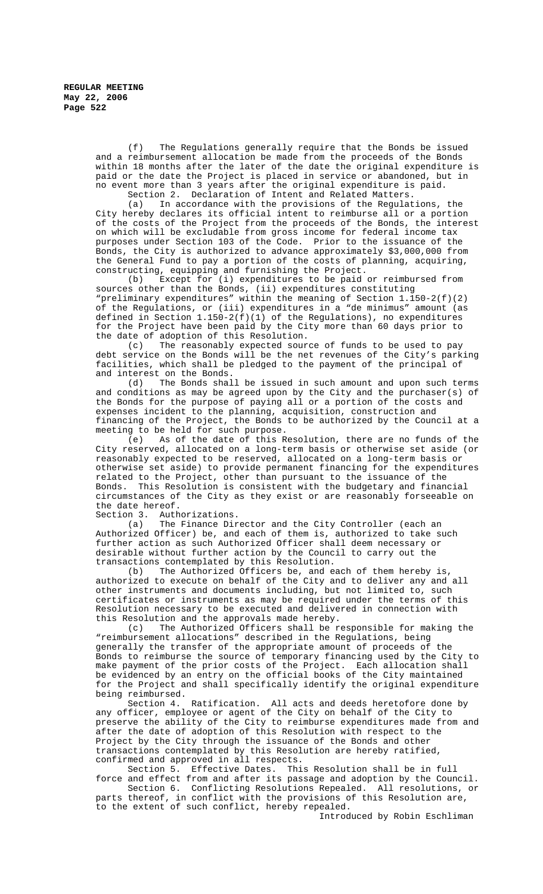(f) The Regulations generally require that the Bonds be issued and a reimbursement allocation be made from the proceeds of the Bonds within 18 months after the later of the date the original expenditure is paid or the date the Project is placed in service or abandoned, but in no event more than 3 years after the original expenditure is paid.

Section 2. Declaration of Intent and Related Matters.

(a) In accordance with the provisions of the Regulations, the City hereby declares its official intent to reimburse all or a portion of the costs of the Project from the proceeds of the Bonds, the interest on which will be excludable from gross income for federal income tax purposes under Section 103 of the Code. Prior to the issuance of the Bonds, the City is authorized to advance approximately $3,000,000 from the General Fund to pay a portion of the costs of planning, acquiring, constructing, equipping and furnishing the Project.

(b) Except for (i) expenditures to be paid or reimbursed from sources other than the Bonds, (ii) expenditures constituting "preliminary expenditures" within the meaning of Section 1.150-2(f)(2) of the Regulations, or (iii) expenditures in a "de minimus" amount (as defined in Section 1.150-2(f)(1) of the Regulations), no expenditures for the Project have been paid by the City more than 60 days prior to the date of adoption of this Resolution.

(c) The reasonably expected source of funds to be used to pay debt service on the Bonds will be the net revenues of the City's parking facilities, which shall be pledged to the payment of the principal of and interest on the Bonds.

(d) The Bonds shall be issued in such amount and upon such terms and conditions as may be agreed upon by the City and the purchaser(s) of the Bonds for the purpose of paying all or a portion of the costs and expenses incident to the planning, acquisition, construction and financing of the Project, the Bonds to be authorized by the Council at a meeting to be held for such purpose.

(e) As of the date of this Resolution, there are no funds of the City reserved, allocated on a long-term basis or otherwise set aside (or reasonably expected to be reserved, allocated on a long-term basis or otherwise set aside) to provide permanent financing for the expenditures related to the Project, other than pursuant to the issuance of the Bonds. This Resolution is consistent with the budgetary and financial circumstances of the City as they exist or are reasonably forseeable on the date hereof.

Section 3. Authorizations.

(a) The Finance Director and the City Controller (each an Authorized Officer) be, and each of them is, authorized to take such further action as such Authorized Officer shall deem necessary or desirable without further action by the Council to carry out the transactions contemplated by this Resolution.

(b) The Authorized Officers be, and each of them hereby is, authorized to execute on behalf of the City and to deliver any and all other instruments and documents including, but not limited to, such certificates or instruments as may be required under the terms of this Resolution necessary to be executed and delivered in connection with this Resolution and the approvals made hereby.

(c) The Authorized Officers shall be responsible for making the "reimbursement allocations" described in the Regulations, being generally the transfer of the appropriate amount of proceeds of the Bonds to reimburse the source of temporary financing used by the City to make payment of the prior costs of the Project. Each allocation shall be evidenced by an entry on the official books of the City maintained for the Project and shall specifically identify the original expenditure being reimbursed.

Section 4. Ratification. All acts and deeds heretofore done by any officer, employee or agent of the City on behalf of the City to preserve the ability of the City to reimburse expenditures made from and after the date of adoption of this Resolution with respect to the Project by the City through the issuance of the Bonds and other transactions contemplated by this Resolution are hereby ratified, confirmed and approved in all respects.

Section 5. Effective Dates. This Resolution shall be in full force and effect from and after its passage and adoption by the Council.

Section 6. Conflicting Resolutions Repealed. All resolutions, or parts thereof, in conflict with the provisions of this Resolution are, to the extent of such conflict, hereby repealed.

Introduced by Robin Eschliman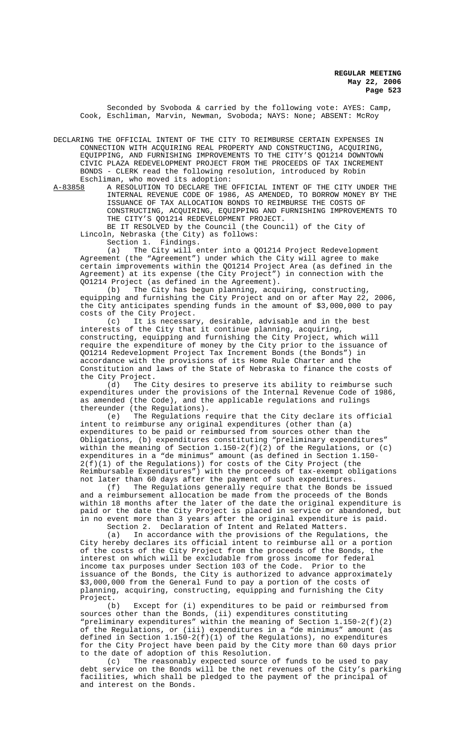Seconded by Svoboda & carried by the following vote: AYES: Camp, Cook, Eschliman, Marvin, Newman, Svoboda; NAYS: None; ABSENT: McRoy

DECLARING THE OFFICIAL INTENT OF THE CITY TO REIMBURSE CERTAIN EXPENSES IN CONNECTION WITH ACQUIRING REAL PROPERTY AND CONSTRUCTING, ACQUIRING, EQUIPPING, AND FURNISHING IMPROVEMENTS TO THE CITY'S QO1214 DOWNTOWN CIVIC PLAZA REDEVELOPMENT PROJECT FROM THE PROCEEDS OF TAX INCREMENT BONDS - CLERK read the following resolution, introduced by Robin Eschliman, who moved its adoption:

A-83858 A RESOLUTION TO DECLARE THE OFFICIAL INTENT OF THE CITY UNDER THE INTERNAL REVENUE CODE OF 1986, AS AMENDED, TO BORROW MONEY BY THE ISSUANCE OF TAX ALLOCATION BONDS TO REIMBURSE THE COSTS OF CONSTRUCTING, ACQUIRING, EQUIPPING AND FURNISHING IMPROVEMENTS TO THE CITY'S QO1214 REDEVELOPMENT PROJECT.

BE IT RESOLVED by the Council (the Council) of the City of Lincoln, Nebraska (the City) as follows:

Section 1. Findings.

(a) The City will enter into a QO1214 Project Redevelopment Agreement (the "Agreement") under which the City will agree to make certain improvements within the QO1214 Project Area (as defined in the Agreement) at its expense (the City Project") in connection with the QO1214 Project (as defined in the Agreement).

(b) The City has begun planning, acquiring, constructing, equipping and furnishing the City Project and on or after May 22, 2006, the City anticipates spending funds in the amount of $3,000,000 to pay costs of the City Project.

(c) It is necessary, desirable, advisable and in the best interests of the City that it continue planning, acquiring, constructing, equipping and furnishing the City Project, which will require the expenditure of money by the City prior to the issuance of QO1214 Redevelopment Project Tax Increment Bonds (the Bonds") in accordance with the provisions of its Home Rule Charter and the Constitution and laws of the State of Nebraska to finance the costs of the City Project.

(d) The City desires to preserve its ability to reimburse such expenditures under the provisions of the Internal Revenue Code of 1986, as amended (the Code), and the applicable regulations and rulings thereunder (the Regulations).

(e) The Regulations require that the City declare its official intent to reimburse any original expenditures (other than (a) expenditures to be paid or reimbursed from sources other than the Obligations, (b) expenditures constituting "preliminary expenditures" within the meaning of Section 1.150-2(f)(2) of the Regulations, or (c) expenditures in a "de minimus" amount (as defined in Section 1.150-2(f)(1) of the Regulations)) for costs of the City Project (the Reimbursable Expenditures") with the proceeds of tax-exempt obligations not later than 60 days after the payment of such expenditures.

(f) The Regulations generally require that the Bonds be issued and a reimbursement allocation be made from the proceeds of the Bonds within 18 months after the later of the date the original expenditure is paid or the date the City Project is placed in service or abandoned, but in no event more than 3 years after the original expenditure is paid.

Section 2. Declaration of Intent and Related Matters.

(a) In accordance with the provisions of the Regulations, the City hereby declares its official intent to reimburse all or a portion of the costs of the City Project from the proceeds of the Bonds, the interest on which will be excludable from gross income for federal income tax purposes under Section 103 of the Code. Prior to the issuance of the Bonds, the City is authorized to advance approximately $3,000,000 from the General Fund to pay a portion of the costs of planning, acquiring, constructing, equipping and furnishing the City Project.

(b) Except for (i) expenditures to be paid or reimbursed from sources other than the Bonds, (ii) expenditures constituting "preliminary expenditures" within the meaning of Section 1.150-2(f)(2) of the Regulations, or (iii) expenditures in a "de minimus" amount (as defined in Section 1.150-2(f)(1) of the Regulations), no expenditures for the City Project have been paid by the City more than 60 days prior to the date of adoption of this Resolution.

(c) The reasonably expected source of funds to be used to pay debt service on the Bonds will be the net revenues of the City's parking facilities, which shall be pledged to the payment of the principal of and interest on the Bonds.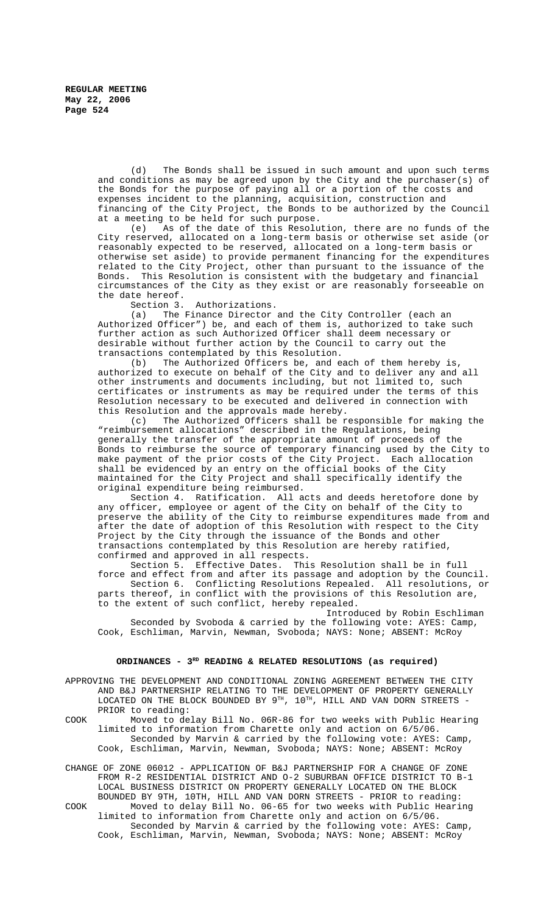(d) The Bonds shall be issued in such amount and upon such terms and conditions as may be agreed upon by the City and the purchaser(s) of the Bonds for the purpose of paying all or a portion of the costs and expenses incident to the planning, acquisition, construction and financing of the City Project, the Bonds to be authorized by the Council at a meeting to be held for such purpose.

(e) As of the date of this Resolution, there are no funds of the City reserved, allocated on a long-term basis or otherwise set aside (or reasonably expected to be reserved, allocated on a long-term basis or otherwise set aside) to provide permanent financing for the expenditures related to the City Project, other than pursuant to the issuance of the Bonds. This Resolution is consistent with the budgetary and financial circumstances of the City as they exist or are reasonably forseeable on the date hereof.

Section 3. Authorizations.

(a) The Finance Director and the City Controller (each an Authorized Officer") be, and each of them is, authorized to take such further action as such Authorized Officer shall deem necessary or desirable without further action by the Council to carry out the transactions contemplated by this Resolution.

(b) The Authorized Officers be, and each of them hereby is, authorized to execute on behalf of the City and to deliver any and all other instruments and documents including, but not limited to, such certificates or instruments as may be required under the terms of this Resolution necessary to be executed and delivered in connection with this Resolution and the approvals made hereby.

(c) The Authorized Officers shall be responsible for making the "reimbursement allocations" described in the Regulations, being generally the transfer of the appropriate amount of proceeds of the Bonds to reimburse the source of temporary financing used by the City to make payment of the prior costs of the City Project. Each allocation shall be evidenced by an entry on the official books of the City maintained for the City Project and shall specifically identify the original expenditure being reimbursed.

Section 4. Ratification. All acts and deeds heretofore done by any officer, employee or agent of the City on behalf of the City to preserve the ability of the City to reimburse expenditures made from and after the date of adoption of this Resolution with respect to the City Project by the City through the issuance of the Bonds and other transactions contemplated by this Resolution are hereby ratified, confirmed and approved in all respects.

Section 5. Effective Dates. This Resolution shall be in full force and effect from and after its passage and adoption by the Council.

Section 6. Conflicting Resolutions Repealed. All resolutions, or parts thereof, in conflict with the provisions of this Resolution are, to the extent of such conflict, hereby repealed.

Introduced by Robin Eschliman

Seconded by Svoboda & carried by the following vote: AYES: Camp, Cook, Eschliman, Marvin, Newman, Svoboda; NAYS: None; ABSENT: McRoy

## ORDINANCES - 3RD READING & RELATED RESOLUTIONS (as required)

APPROVING THE DEVELOPMENT AND CONDITIONAL ZONING AGREEMENT BETWEEN THE CITY AND B&J PARTNERSHIP RELATING TO THE DEVELOPMENT OF PROPERTY GENERALLY LOCATED ON THE BLOCK BOUNDED BY 9TH, 10TH, HILL AND VAN DORN STREETS - PRIOR to reading:

COOK Moved to delay Bill No. 06R-86 for two weeks with Public Hearing limited to information from Charette only and action on 6/5/06.

Seconded by Marvin & carried by the following vote: AYES: Camp, Cook, Eschliman, Marvin, Newman, Svoboda; NAYS: None; ABSENT: McRoy

CHANGE OF ZONE 06012 - APPLICATION OF B&J PARTNERSHIP FOR A CHANGE OF ZONE FROM R-2 RESIDENTIAL DISTRICT AND O-2 SUBURBAN OFFICE DISTRICT TO B-1 LOCAL BUSINESS DISTRICT ON PROPERTY GENERALLY LOCATED ON THE BLOCK BOUNDED BY 9TH, 10TH, HILL AND VAN DORN STREETS - PRIOR to reading:

COOK Moved to delay Bill No. 06-65 for two weeks with Public Hearing limited to information from Charette only and action on 6/5/06.

Seconded by Marvin & carried by the following vote: AYES: Camp, Cook, Eschliman, Marvin, Newman, Svoboda; NAYS: None; ABSENT: McRoy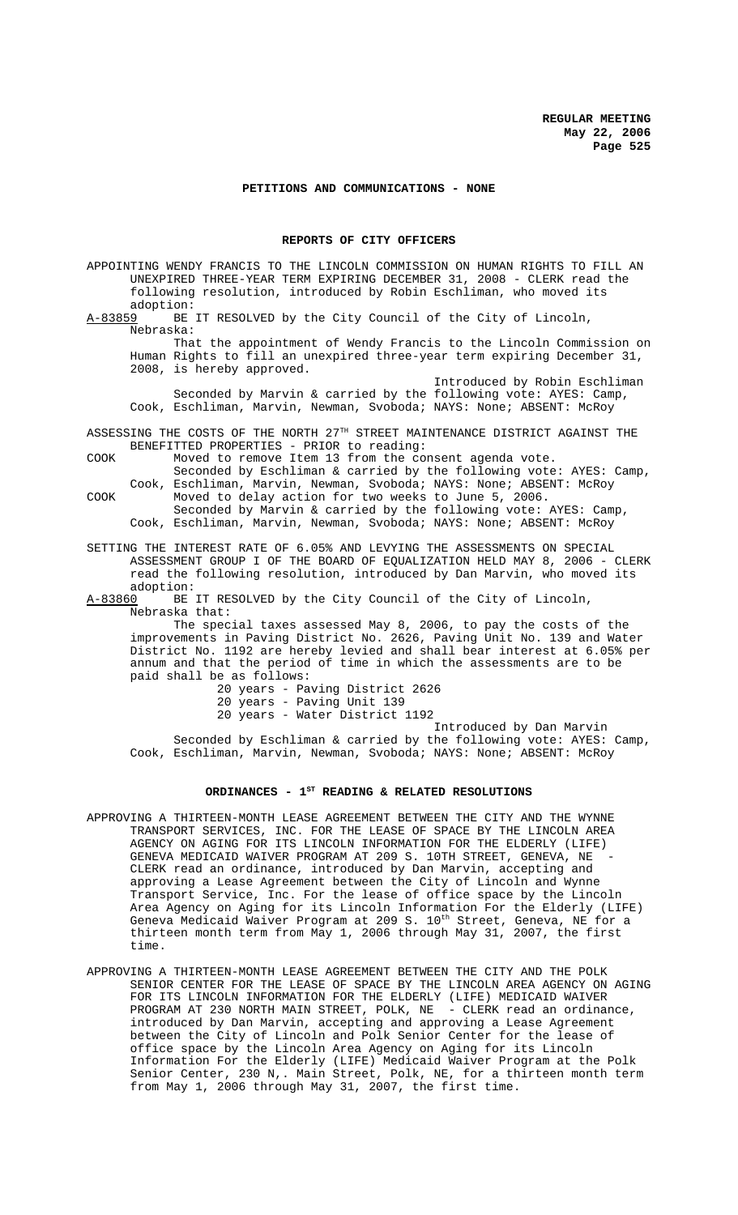## PETITIONS AND COMMUNICATIONS - NONE

## REPORTS OF CITY OFFICERS

APPOINTING WENDY FRANCIS TO THE LINCOLN COMMISSION ON HUMAN RIGHTS TO FILL AN UNEXPIRED THREE-YEAR TERM EXPIRING DECEMBER 31, 2008 - CLERK read the following resolution, introduced by Robin Eschliman, who moved its adoption:

A-83859 BE IT RESOLVED by the City Council of the City of Lincoln, Nebraska:

That the appointment of Wendy Francis to the Lincoln Commission on Human Rights to fill an unexpired three-year term expiring December 31, 2008, is hereby approved.

Introduced by Robin Eschliman

Seconded by Marvin & carried by the following vote: AYES: Camp, Cook, Eschliman, Marvin, Newman, Svoboda; NAYS: None; ABSENT: McRoy

ASSESSING THE COSTS OF THE NORTH 27TH STREET MAINTENANCE DISTRICT AGAINST THE BENEFITTED PROPERTIES - PRIOR to reading:

COOK Moved to remove Item 13 from the consent agenda vote.

Seconded by Eschliman & carried by the following vote: AYES: Camp, Cook, Eschliman, Marvin, Newman, Svoboda; NAYS: None; ABSENT: McRoy

COOK Moved to delay action for two weeks to June 5, 2006.

Seconded by Marvin & carried by the following vote: AYES: Camp, Cook, Eschliman, Marvin, Newman, Svoboda; NAYS: None; ABSENT: McRoy

SETTING THE INTEREST RATE OF 6.05% AND LEVYING THE ASSESSMENTS ON SPECIAL ASSESSMENT GROUP I OF THE BOARD OF EQUALIZATION HELD MAY 8, 2006 - CLERK read the following resolution, introduced by Dan Marvin, who moved its adoption:

A-83860 BE IT RESOLVED by the City Council of the City of Lincoln, Nebraska that:

The special taxes assessed May 8, 2006, to pay the costs of the improvements in Paving District No. 2626, Paving Unit No. 139 and Water District No. 1192 are hereby levied and shall bear interest at 6.05% per annum and that the period of time in which the assessments are to be paid shall be as follows:

20 years - Paving District 2626
20 years - Paving Unit 139
20 years - Water District 1192

Introduced by Dan Marvin

Seconded by Eschliman & carried by the following vote: AYES: Camp, Cook, Eschliman, Marvin, Newman, Svoboda; NAYS: None; ABSENT: McRoy

## ORDINANCES - 1ST READING & RELATED RESOLUTIONS

APPROVING A THIRTEEN-MONTH LEASE AGREEMENT BETWEEN THE CITY AND THE WYNNE TRANSPORT SERVICES, INC. FOR THE LEASE OF SPACE BY THE LINCOLN AREA AGENCY ON AGING FOR ITS LINCOLN INFORMATION FOR THE ELDERLY (LIFE) GENEVA MEDICAID WAIVER PROGRAM AT 209 S. 10TH STREET, GENEVA, NE - CLERK read an ordinance, introduced by Dan Marvin, accepting and approving a Lease Agreement between the City of Lincoln and Wynne Transport Service, Inc. For the lease of office space by the Lincoln Area Agency on Aging for its Lincoln Information For the Elderly (LIFE) Geneva Medicaid Waiver Program at 209 S. 10th Street, Geneva, NE for a thirteen month term from May 1, 2006 through May 31, 2007, the first time.

APPROVING A THIRTEEN-MONTH LEASE AGREEMENT BETWEEN THE CITY AND THE POLK SENIOR CENTER FOR THE LEASE OF SPACE BY THE LINCOLN AREA AGENCY ON AGING FOR ITS LINCOLN INFORMATION FOR THE ELDERLY (LIFE) MEDICAID WAIVER PROGRAM AT 230 NORTH MAIN STREET, POLK, NE - CLERK read an ordinance, introduced by Dan Marvin, accepting and approving a Lease Agreement between the City of Lincoln and Polk Senior Center for the lease of office space by the Lincoln Area Agency on Aging for its Lincoln Information For the Elderly (LIFE) Medicaid Waiver Program at the Polk Senior Center, 230 N,. Main Street, Polk, NE, for a thirteen month term from May 1, 2006 through May 31, 2007, the first time.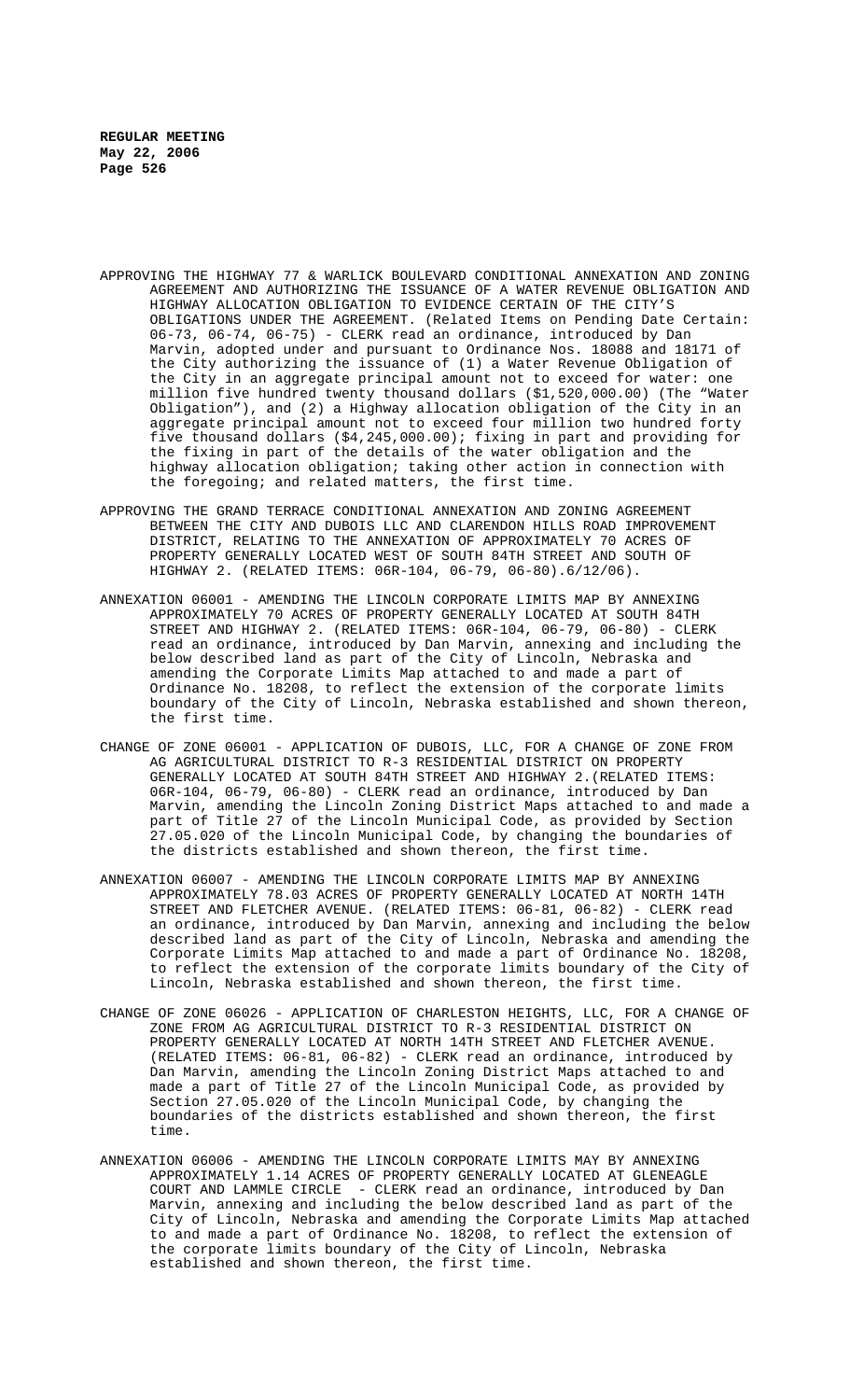APPROVING THE HIGHWAY 77 & WARLICK BOULEVARD CONDITIONAL ANNEXATION AND ZONING AGREEMENT AND AUTHORIZING THE ISSUANCE OF A WATER REVENUE OBLIGATION AND HIGHWAY ALLOCATION OBLIGATION TO EVIDENCE CERTAIN OF THE CITY'S OBLIGATIONS UNDER THE AGREEMENT. (Related Items on Pending Date Certain: 06-73, 06-74, 06-75) - CLERK read an ordinance, introduced by Dan Marvin, adopted under and pursuant to Ordinance Nos. 18088 and 18171 of the City authorizing the issuance of (1) a Water Revenue Obligation of the City in an aggregate principal amount not to exceed for water: one million five hundred twenty thousand dollars ($1,520,000.00) (The "Water Obligation"), and (2) a Highway allocation obligation of the City in an aggregate principal amount not to exceed four million two hundred forty five thousand dollars ($4,245,000.00); fixing in part and providing for the fixing in part of the details of the water obligation and the highway allocation obligation; taking other action in connection with the foregoing; and related matters, the first time.

APPROVING THE GRAND TERRACE CONDITIONAL ANNEXATION AND ZONING AGREEMENT BETWEEN THE CITY AND DUBOIS LLC AND CLARENDON HILLS ROAD IMPROVEMENT DISTRICT, RELATING TO THE ANNEXATION OF APPROXIMATELY 70 ACRES OF PROPERTY GENERALLY LOCATED WEST OF SOUTH 84TH STREET AND SOUTH OF HIGHWAY 2. (RELATED ITEMS: 06R-104, 06-79, 06-80).6/12/06).

ANNEXATION 06001 - AMENDING THE LINCOLN CORPORATE LIMITS MAP BY ANNEXING APPROXIMATELY 70 ACRES OF PROPERTY GENERALLY LOCATED AT SOUTH 84TH STREET AND HIGHWAY 2. (RELATED ITEMS: 06R-104, 06-79, 06-80) - CLERK read an ordinance, introduced by Dan Marvin, annexing and including the below described land as part of the City of Lincoln, Nebraska and amending the Corporate Limits Map attached to and made a part of Ordinance No. 18208, to reflect the extension of the corporate limits boundary of the City of Lincoln, Nebraska established and shown thereon, the first time.

CHANGE OF ZONE 06001 - APPLICATION OF DUBOIS, LLC, FOR A CHANGE OF ZONE FROM AG AGRICULTURAL DISTRICT TO R-3 RESIDENTIAL DISTRICT ON PROPERTY GENERALLY LOCATED AT SOUTH 84TH STREET AND HIGHWAY 2.(RELATED ITEMS: 06R-104, 06-79, 06-80) - CLERK read an ordinance, introduced by Dan Marvin, amending the Lincoln Zoning District Maps attached to and made a part of Title 27 of the Lincoln Municipal Code, as provided by Section 27.05.020 of the Lincoln Municipal Code, by changing the boundaries of the districts established and shown thereon, the first time.

ANNEXATION 06007 - AMENDING THE LINCOLN CORPORATE LIMITS MAP BY ANNEXING APPROXIMATELY 78.03 ACRES OF PROPERTY GENERALLY LOCATED AT NORTH 14TH STREET AND FLETCHER AVENUE. (RELATED ITEMS: 06-81, 06-82) - CLERK read an ordinance, introduced by Dan Marvin, annexing and including the below described land as part of the City of Lincoln, Nebraska and amending the Corporate Limits Map attached to and made a part of Ordinance No. 18208, to reflect the extension of the corporate limits boundary of the City of Lincoln, Nebraska established and shown thereon, the first time.

CHANGE OF ZONE 06026 - APPLICATION OF CHARLESTON HEIGHTS, LLC, FOR A CHANGE OF ZONE FROM AG AGRICULTURAL DISTRICT TO R-3 RESIDENTIAL DISTRICT ON PROPERTY GENERALLY LOCATED AT NORTH 14TH STREET AND FLETCHER AVENUE. (RELATED ITEMS: 06-81, 06-82) - CLERK read an ordinance, introduced by Dan Marvin, amending the Lincoln Zoning District Maps attached to and made a part of Title 27 of the Lincoln Municipal Code, as provided by Section 27.05.020 of the Lincoln Municipal Code, by changing the boundaries of the districts established and shown thereon, the first time.

ANNEXATION 06006 - AMENDING THE LINCOLN CORPORATE LIMITS MAY BY ANNEXING APPROXIMATELY 1.14 ACRES OF PROPERTY GENERALLY LOCATED AT GLENEAGLE COURT AND LAMMLE CIRCLE - CLERK read an ordinance, introduced by Dan Marvin, annexing and including the below described land as part of the City of Lincoln, Nebraska and amending the Corporate Limits Map attached to and made a part of Ordinance No. 18208, to reflect the extension of the corporate limits boundary of the City of Lincoln, Nebraska established and shown thereon, the first time.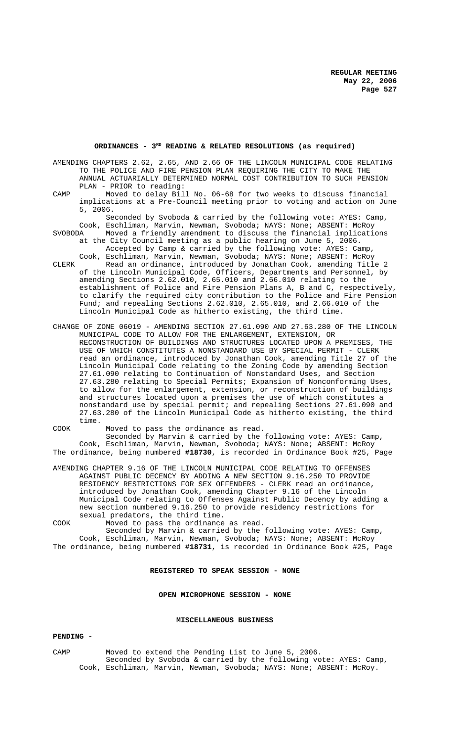## ORDINANCES - 3RD READING & RELATED RESOLUTIONS (as required)

AMENDING CHAPTERS 2.62, 2.65, AND 2.66 OF THE LINCOLN MUNICIPAL CODE RELATING TO THE POLICE AND FIRE PENSION PLAN REQUIRING THE CITY TO MAKE THE ANNUAL ACTUARIALLY DETERMINED NORMAL COST CONTRIBUTION TO SUCH PENSION PLAN - PRIOR to reading:

CAMP Moved to delay Bill No. 06-68 for two weeks to discuss financial implications at a Pre-Council meeting prior to voting and action on June 5, 2006.

Seconded by Svoboda & carried by the following vote: AYES: Camp, Cook, Eschliman, Marvin, Newman, Svoboda; NAYS: None; ABSENT: McRoy

SVOBODA Moved a friendly amendment to discuss the financial implications at the City Council meeting as a public hearing on June 5, 2006.

Accepted by Camp & carried by the following vote: AYES: Camp, Cook, Eschliman, Marvin, Newman, Svoboda; NAYS: None; ABSENT: McRoy

CLERK Read an ordinance, introduced by Jonathan Cook, amending Title 2 of the Lincoln Municipal Code, Officers, Departments and Personnel, by amending Sections 2.62.010, 2.65.010 and 2.66.010 relating to the establishment of Police and Fire Pension Plans A, B and C, respectively, to clarify the required city contribution to the Police and Fire Pension Fund; and repealing Sections 2.62.010, 2.65.010, and 2.66.010 of the Lincoln Municipal Code as hitherto existing, the third time.

CHANGE OF ZONE 06019 - AMENDING SECTION 27.61.090 AND 27.63.280 OF THE LINCOLN MUNICIPAL CODE TO ALLOW FOR THE ENLARGEMENT, EXTENSION, OR RECONSTRUCTION OF BUILDINGS AND STRUCTURES LOCATED UPON A PREMISES, THE USE OF WHICH CONSTITUTES A NONSTANDARD USE BY SPECIAL PERMIT - CLERK read an ordinance, introduced by Jonathan Cook, amending Title 27 of the Lincoln Municipal Code relating to the Zoning Code by amending Section 27.61.090 relating to Continuation of Nonstandard Uses, and Section 27.63.280 relating to Special Permits; Expansion of Nonconforming Uses, to allow for the enlargement, extension, or reconstruction of buildings and structures located upon a premises the use of which constitutes a nonstandard use by special permit; and repealing Sections 27.61.090 and 27.63.280 of the Lincoln Municipal Code as hitherto existing, the third time.

COOK Moved to pass the ordinance as read.

Seconded by Marvin & carried by the following vote: AYES: Camp, Cook, Eschliman, Marvin, Newman, Svoboda; NAYS: None; ABSENT: McRoy

The ordinance, being numbered **#18730**, is recorded in Ordinance Book #25, Page

AMENDING CHAPTER 9.16 OF THE LINCOLN MUNICIPAL CODE RELATING TO OFFENSES AGAINST PUBLIC DECENCY BY ADDING A NEW SECTION 9.16.250 TO PROVIDE RESIDENCY RESTRICTIONS FOR SEX OFFENDERS - CLERK read an ordinance, introduced by Jonathan Cook, amending Chapter 9.16 of the Lincoln Municipal Code relating to Offenses Against Public Decency by adding a new section numbered 9.16.250 to provide residency restrictions for sexual predators, the third time.

COOK Moved to pass the ordinance as read.

Seconded by Marvin & carried by the following vote: AYES: Camp, Cook, Eschliman, Marvin, Newman, Svoboda; NAYS: None; ABSENT: McRoy

The ordinance, being numbered **#18731**, is recorded in Ordinance Book #25, Page

## REGISTERED TO SPEAK SESSION - NONE

## OPEN MICROPHONE SESSION - NONE

## MISCELLANEOUS BUSINESS

**PENDING -**

CAMP Moved to extend the Pending List to June 5, 2006.

Seconded by Svoboda & carried by the following vote: AYES: Camp, Cook, Eschliman, Marvin, Newman, Svoboda; NAYS: None; ABSENT: McRoy.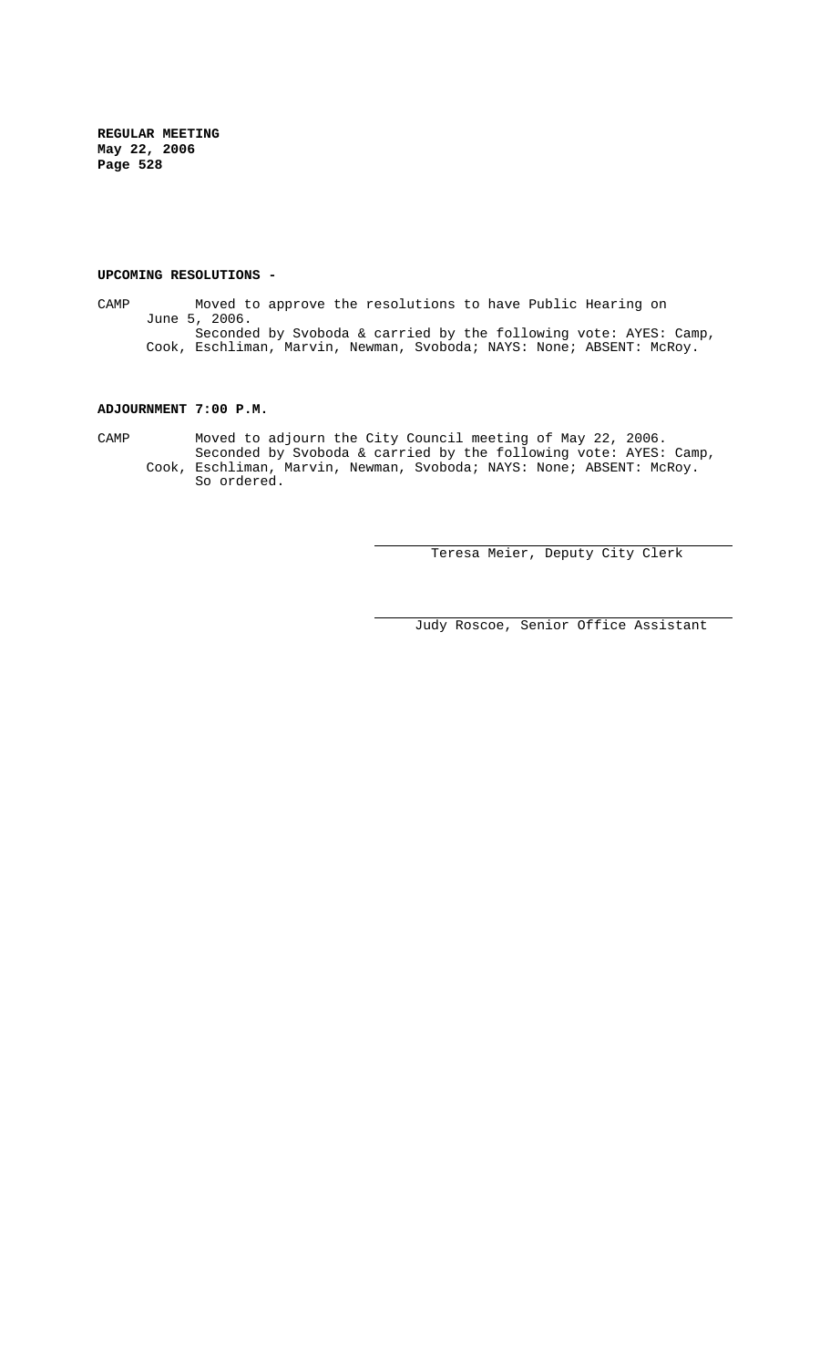**UPCOMING RESOLUTIONS -**

CAMP Moved to approve the resolutions to have Public Hearing on June 5, 2006.
Seconded by Svoboda & carried by the following vote: AYES: Camp, Cook, Eschliman, Marvin, Newman, Svoboda; NAYS: None; ABSENT: McRoy.

**ADJOURNMENT 7:00 P.M.**

CAMP Moved to adjourn the City Council meeting of May 22, 2006.
Seconded by Svoboda & carried by the following vote: AYES: Camp, Cook, Eschliman, Marvin, Newman, Svoboda; NAYS: None; ABSENT: McRoy.
So ordered.

Teresa Meier, Deputy City Clerk

Judy Roscoe, Senior Office Assistant